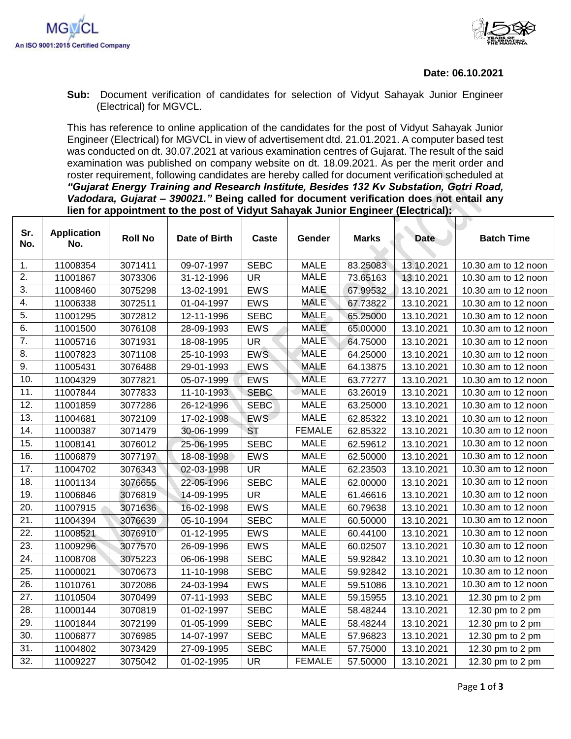**Date: 06.10.2021**

**Sub:** Document verification of candidates for selection of Vidyut Sahayak Junior Engineer (Electrical) for MGVCL.

This has reference to online application of the candidates for the post of Vidyut Sahayak Junior Engineer (Electrical) for MGVCL in view of advertisement dtd. 21.01.2021. A computer based test was conducted on dt. 30.07.2021 at various examination centres of Gujarat. The result of the said examination was published on company website on dt. 18.09.2021. As per the merit order and roster requirement, following candidates are hereby called for document verification scheduled at ***"Gujarat Energy Training and Research Institute, Besides 132 Kv Substation, Gotri Road, Vadodara, Gujarat – 390021."*** **Being called for document verification does not entail any lien for appointment to the post of Vidyut Sahayak Junior Engineer (Electrical):**

| Sr. No. | Application No. | Roll No | Date of Birth | Caste | Gender | Marks | Date | Batch Time |
|---|---|---|---|---|---|---|---|---|
| 1. | 11008354 | 3071411 | 09-07-1997 | SEBC | MALE | 83.25083 | 13.10.2021 | 10.30 am to 12 noon |
| 2. | 11001867 | 3073306 | 31-12-1996 | UR | MALE | 73.65163 | 13.10.2021 | 10.30 am to 12 noon |
| 3. | 11008460 | 3075298 | 13-02-1991 | EWS | MALE | 67.99532 | 13.10.2021 | 10.30 am to 12 noon |
| 4. | 11006338 | 3072511 | 01-04-1997 | EWS | MALE | 67.73822 | 13.10.2021 | 10.30 am to 12 noon |
| 5. | 11001295 | 3072812 | 12-11-1996 | SEBC | MALE | 65.25000 | 13.10.2021 | 10.30 am to 12 noon |
| 6. | 11001500 | 3076108 | 28-09-1993 | EWS | MALE | 65.00000 | 13.10.2021 | 10.30 am to 12 noon |
| 7. | 11005716 | 3071931 | 18-08-1995 | UR | MALE | 64.75000 | 13.10.2021 | 10.30 am to 12 noon |
| 8. | 11007823 | 3071108 | 25-10-1993 | EWS | MALE | 64.25000 | 13.10.2021 | 10.30 am to 12 noon |
| 9. | 11005431 | 3076488 | 29-01-1993 | EWS | MALE | 64.13875 | 13.10.2021 | 10.30 am to 12 noon |
| 10. | 11004329 | 3077821 | 05-07-1999 | EWS | MALE | 63.77277 | 13.10.2021 | 10.30 am to 12 noon |
| 11. | 11007844 | 3077833 | 11-10-1993 | SEBC | MALE | 63.26019 | 13.10.2021 | 10.30 am to 12 noon |
| 12. | 11001859 | 3077286 | 26-12-1996 | SEBC | MALE | 63.25000 | 13.10.2021 | 10.30 am to 12 noon |
| 13. | 11004681 | 3072109 | 17-02-1998 | EWS | MALE | 62.85322 | 13.10.2021 | 10.30 am to 12 noon |
| 14. | 11000387 | 3071479 | 30-06-1999 | ST | FEMALE | 62.85322 | 13.10.2021 | 10.30 am to 12 noon |
| 15. | 11008141 | 3076012 | 25-06-1995 | SEBC | MALE | 62.59612 | 13.10.2021 | 10.30 am to 12 noon |
| 16. | 11006879 | 3077197 | 18-08-1998 | EWS | MALE | 62.50000 | 13.10.2021 | 10.30 am to 12 noon |
| 17. | 11004702 | 3076343 | 02-03-1998 | UR | MALE | 62.23503 | 13.10.2021 | 10.30 am to 12 noon |
| 18. | 11001134 | 3076655 | 22-05-1996 | SEBC | MALE | 62.00000 | 13.10.2021 | 10.30 am to 12 noon |
| 19. | 11006846 | 3076819 | 14-09-1995 | UR | MALE | 61.46616 | 13.10.2021 | 10.30 am to 12 noon |
| 20. | 11007915 | 3071636 | 16-02-1998 | EWS | MALE | 60.79638 | 13.10.2021 | 10.30 am to 12 noon |
| 21. | 11004394 | 3076639 | 05-10-1994 | SEBC | MALE | 60.50000 | 13.10.2021 | 10.30 am to 12 noon |
| 22. | 11008521 | 3076910 | 01-12-1995 | EWS | MALE | 60.44100 | 13.10.2021 | 10.30 am to 12 noon |
| 23. | 11009296 | 3077570 | 26-09-1996 | EWS | MALE | 60.02507 | 13.10.2021 | 10.30 am to 12 noon |
| 24. | 11008708 | 3075223 | 06-06-1998 | SEBC | MALE | 59.92842 | 13.10.2021 | 10.30 am to 12 noon |
| 25. | 11000021 | 3070673 | 11-10-1998 | SEBC | MALE | 59.92842 | 13.10.2021 | 10.30 am to 12 noon |
| 26. | 11010761 | 3072086 | 24-03-1994 | EWS | MALE | 59.51086 | 13.10.2021 | 10.30 am to 12 noon |
| 27. | 11010504 | 3070499 | 07-11-1993 | SEBC | MALE | 59.15955 | 13.10.2021 | 12.30 pm to 2 pm |
| 28. | 11000144 | 3070819 | 01-02-1997 | SEBC | MALE | 58.48244 | 13.10.2021 | 12.30 pm to 2 pm |
| 29. | 11001844 | 3072199 | 01-05-1999 | SEBC | MALE | 58.48244 | 13.10.2021 | 12.30 pm to 2 pm |
| 30. | 11006877 | 3076985 | 14-07-1997 | SEBC | MALE | 57.96823 | 13.10.2021 | 12.30 pm to 2 pm |
| 31. | 11004802 | 3073429 | 27-09-1995 | SEBC | MALE | 57.75000 | 13.10.2021 | 12.30 pm to 2 pm |
| 32. | 11009227 | 3075042 | 01-02-1995 | UR | FEMALE | 57.50000 | 13.10.2021 | 12.30 pm to 2 pm |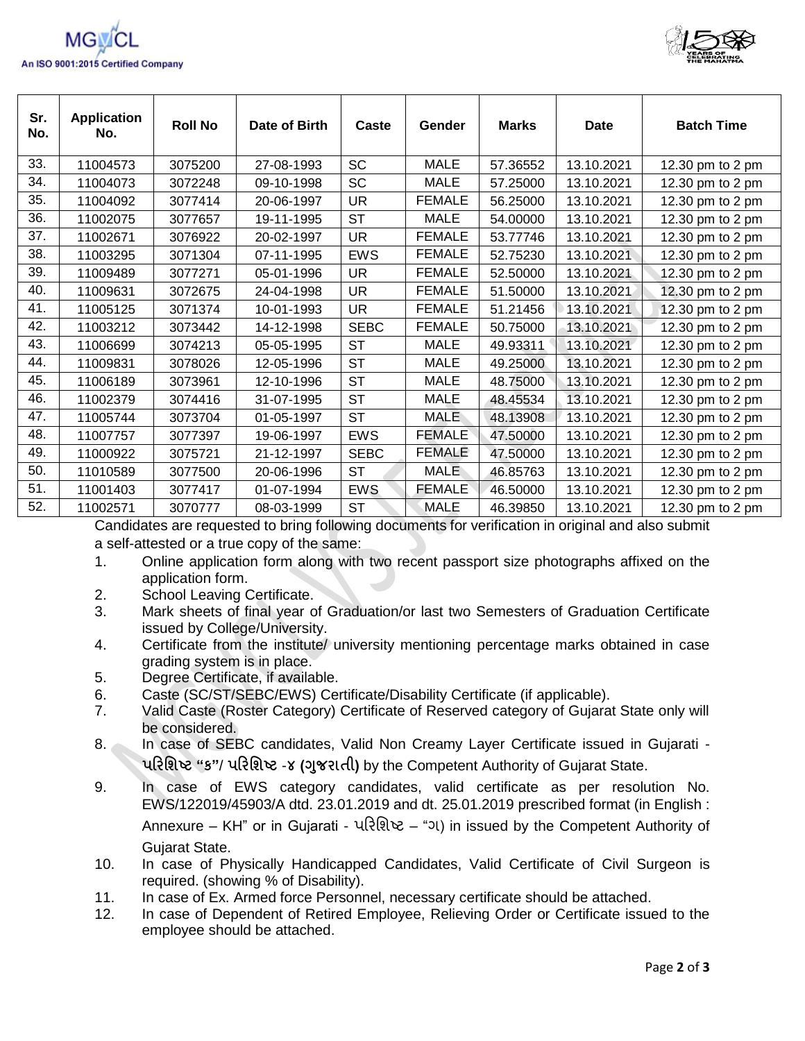| Sr. No. | Application No. | Roll No | Date of Birth | Caste | Gender | Marks | Date | Batch Time |
|---|---|---|---|---|---|---|---|---|
| 33. | 11004573 | 3075200 | 27-08-1993 | SC | MALE | 57.36552 | 13.10.2021 | 12.30 pm to 2 pm |
| 34. | 11004073 | 3072248 | 09-10-1998 | SC | MALE | 57.25000 | 13.10.2021 | 12.30 pm to 2 pm |
| 35. | 11004092 | 3077414 | 20-06-1997 | UR | FEMALE | 56.25000 | 13.10.2021 | 12.30 pm to 2 pm |
| 36. | 11002075 | 3077657 | 19-11-1995 | ST | MALE | 54.00000 | 13.10.2021 | 12.30 pm to 2 pm |
| 37. | 11002671 | 3076922 | 20-02-1997 | UR | FEMALE | 53.77746 | 13.10.2021 | 12.30 pm to 2 pm |
| 38. | 11003295 | 3071304 | 07-11-1995 | EWS | FEMALE | 52.75230 | 13.10.2021 | 12.30 pm to 2 pm |
| 39. | 11009489 | 3077271 | 05-01-1996 | UR | FEMALE | 52.50000 | 13.10.2021 | 12.30 pm to 2 pm |
| 40. | 11009631 | 3072675 | 24-04-1998 | UR | FEMALE | 51.50000 | 13.10.2021 | 12.30 pm to 2 pm |
| 41. | 11005125 | 3071374 | 10-01-1993 | UR | FEMALE | 51.21456 | 13.10.2021 | 12.30 pm to 2 pm |
| 42. | 11003212 | 3073442 | 14-12-1998 | SEBC | FEMALE | 50.75000 | 13.10.2021 | 12.30 pm to 2 pm |
| 43. | 11006699 | 3074213 | 05-05-1995 | ST | MALE | 49.93311 | 13.10.2021 | 12.30 pm to 2 pm |
| 44. | 11009831 | 3078026 | 12-05-1996 | ST | MALE | 49.25000 | 13.10.2021 | 12.30 pm to 2 pm |
| 45. | 11006189 | 3073961 | 12-10-1996 | ST | MALE | 48.75000 | 13.10.2021 | 12.30 pm to 2 pm |
| 46. | 11002379 | 3074416 | 31-07-1995 | ST | MALE | 48.45534 | 13.10.2021 | 12.30 pm to 2 pm |
| 47. | 11005744 | 3073704 | 01-05-1997 | ST | MALE | 48.13908 | 13.10.2021 | 12.30 pm to 2 pm |
| 48. | 11007757 | 3077397 | 19-06-1997 | EWS | FEMALE | 47.50000 | 13.10.2021 | 12.30 pm to 2 pm |
| 49. | 11000922 | 3075721 | 21-12-1997 | SEBC | FEMALE | 47.50000 | 13.10.2021 | 12.30 pm to 2 pm |
| 50. | 11010589 | 3077500 | 20-06-1996 | ST | MALE | 46.85763 | 13.10.2021 | 12.30 pm to 2 pm |
| 51. | 11001403 | 3077417 | 01-07-1994 | EWS | FEMALE | 46.50000 | 13.10.2021 | 12.30 pm to 2 pm |
| 52. | 11002571 | 3070777 | 08-03-1999 | ST | MALE | 46.39850 | 13.10.2021 | 12.30 pm to 2 pm |

Candidates are requested to bring following documents for verification in original and also submit a self-attested or a true copy of the same:

1. Online application form along with two recent passport size photographs affixed on the application form.
2. School Leaving Certificate.
3. Mark sheets of final year of Graduation/or last two Semesters of Graduation Certificate issued by College/University.
4. Certificate from the institute/ university mentioning percentage marks obtained in case grading system is in place.
5. Degree Certificate, if available.
6. Caste (SC/ST/SEBC/EWS) Certificate/Disability Certificate (if applicable).
7. Valid Caste (Roster Category) Certificate of Reserved category of Gujarat State only will be considered.
8. In case of SEBC candidates, Valid Non Creamy Layer Certificate issued in Gujarati - **પરિશિષ્ટ "ક"/ પરિશિષ્ટ -૪ (ગુજરાતી)** by the Competent Authority of Gujarat State.
9. In case of EWS category candidates, valid certificate as per resolution No. EWS/122019/45903/A dtd. 23.01.2019 and dt. 25.01.2019 prescribed format (in English : Annexure – KH" or in Gujarati - પરિશિષ્ટ – "ગ) in issued by the Competent Authority of Gujarat State.
10. In case of Physically Handicapped Candidates, Valid Certificate of Civil Surgeon is required. (showing % of Disability).
11. In case of Ex. Armed force Personnel, necessary certificate should be attached.
12. In case of Dependent of Retired Employee, Relieving Order or Certificate issued to the employee should be attached.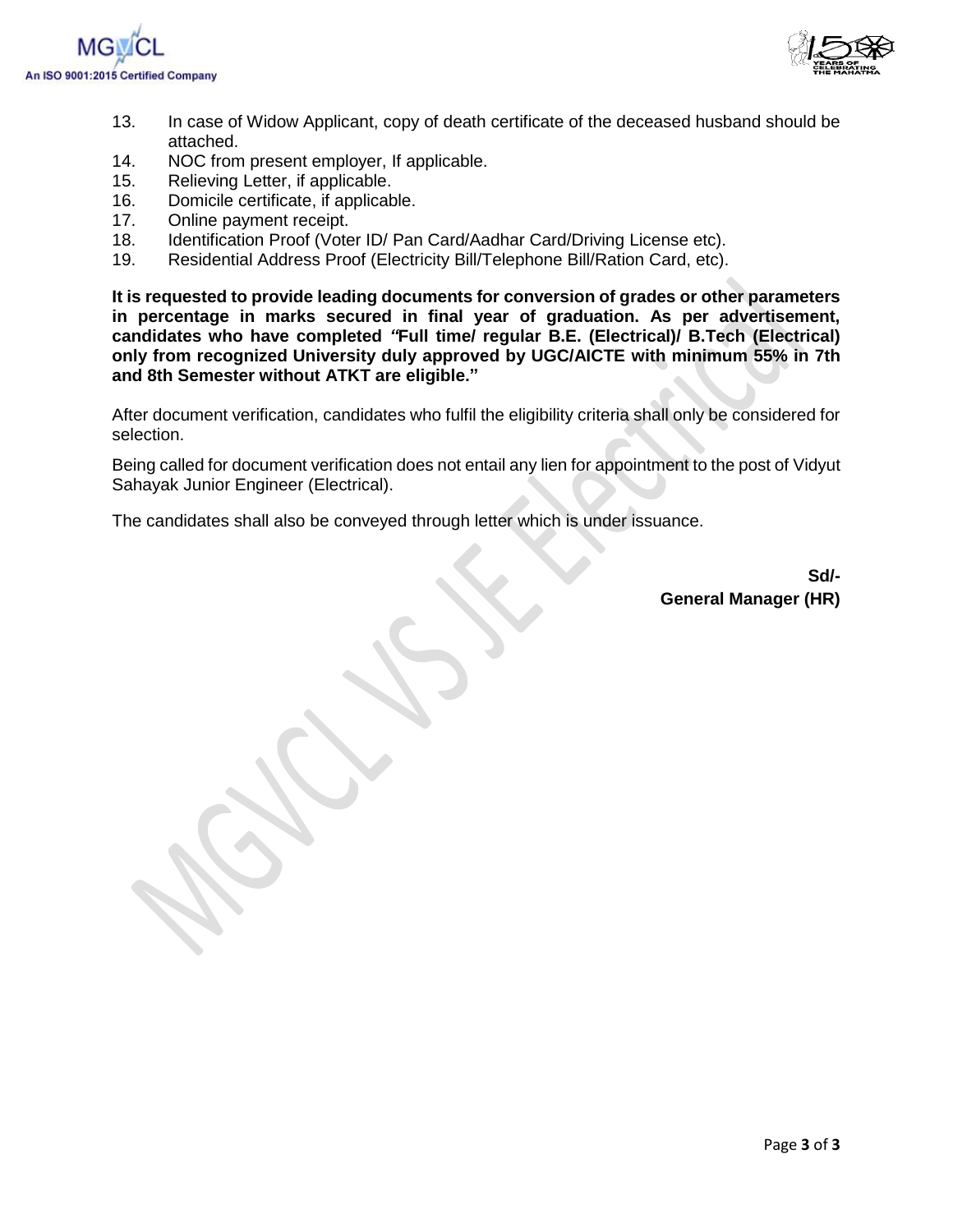13. In case of Widow Applicant, copy of death certificate of the deceased husband should be attached.
14. NOC from present employer, If applicable.
15. Relieving Letter, if applicable.
16. Domicile certificate, if applicable.
17. Online payment receipt.
18. Identification Proof (Voter ID/ Pan Card/Aadhar Card/Driving License etc).
19. Residential Address Proof (Electricity Bill/Telephone Bill/Ration Card, etc).

**It is requested to provide leading documents for conversion of grades or other parameters in percentage in marks secured in final year of graduation. As per advertisement, candidates who have completed "Full time/ regular B.E. (Electrical)/ B.Tech (Electrical) only from recognized University duly approved by UGC/AICTE with minimum 55% in 7th and 8th Semester without ATKT are eligible."**

After document verification, candidates who fulfil the eligibility criteria shall only be considered for selection.

Being called for document verification does not entail any lien for appointment to the post of Vidyut Sahayak Junior Engineer (Electrical).

The candidates shall also be conveyed through letter which is under issuance.

**Sd/-**
**General Manager (HR)**